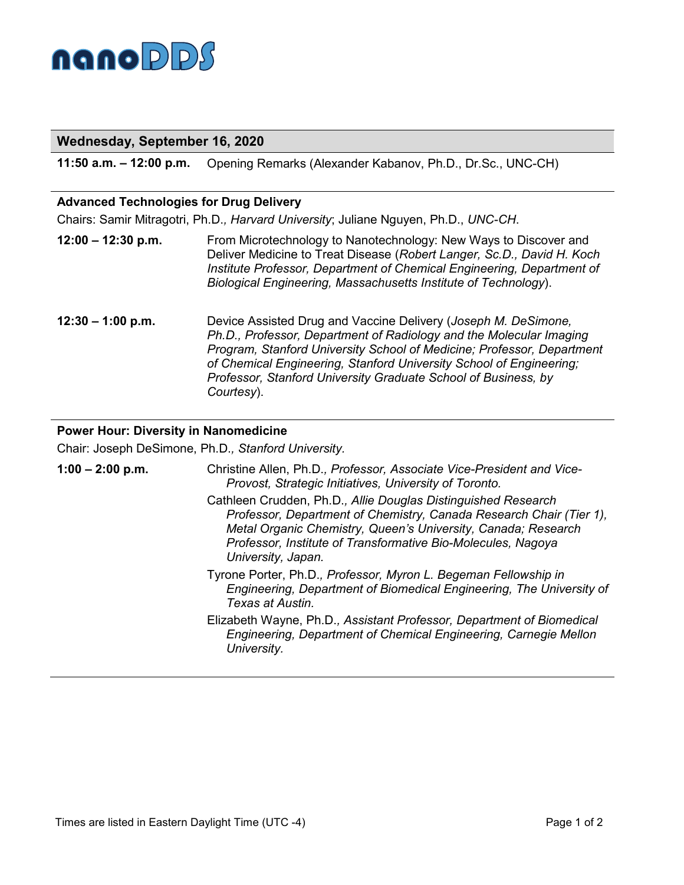# nanoDDS

## Wednesday, September 16, 2020

**11:50 a.m. – 12:00 p.m.** Opening Remarks (Alexander Kabanov, Ph.D., Dr.Sc., UNC-CH)

### Advanced Technologies for Drug Delivery

Chairs: Samir Mitragotri, Ph.D.*, Harvard University*; Juliane Nguyen, Ph.D., *UNC-CH*.

**12:00 – 12:30 p.m.** From Microtechnology to Nanotechnology: New Ways to Discover and Deliver Medicine to Treat Disease (*Robert Langer, Sc.D., David H. Koch Institute Professor, Department of Chemical Engineering, Department of Biological Engineering, Massachusetts Institute of Technology*).

**12:30 – 1:00 p.m.** Device Assisted Drug and Vaccine Delivery (*Joseph M. DeSimone, Ph.D., Professor, Department of Radiology and the Molecular Imaging Program, Stanford University School of Medicine; Professor, Department of Chemical Engineering, Stanford University School of Engineering; Professor, Stanford University Graduate School of Business, by Courtesy*).

### Power Hour: Diversity in Nanomedicine

Chair: Joseph DeSimone, Ph.D.*, Stanford University*.

**1:00 – 2:00 p.m.**

- Christine Allen, Ph.D.*, Professor, Associate Vice-President and Vice-Provost, Strategic Initiatives, University of Toronto.*
- Cathleen Crudden, Ph.D.*, Allie Douglas Distinguished Research Professor, Department of Chemistry, Canada Research Chair (Tier 1), Metal Organic Chemistry, Queen's University, Canada; Research Professor, Institute of Transformative Bio-Molecules, Nagoya University, Japan.*
- Tyrone Porter, Ph.D.*, Professor, Myron L. Begeman Fellowship in Engineering, Department of Biomedical Engineering, The University of Texas at Austin.*
- Elizabeth Wayne, Ph.D.*, Assistant Professor, Department of Biomedical Engineering, Department of Chemical Engineering, Carnegie Mellon University.*

Times are listed in Eastern Daylight Time (UTC -4)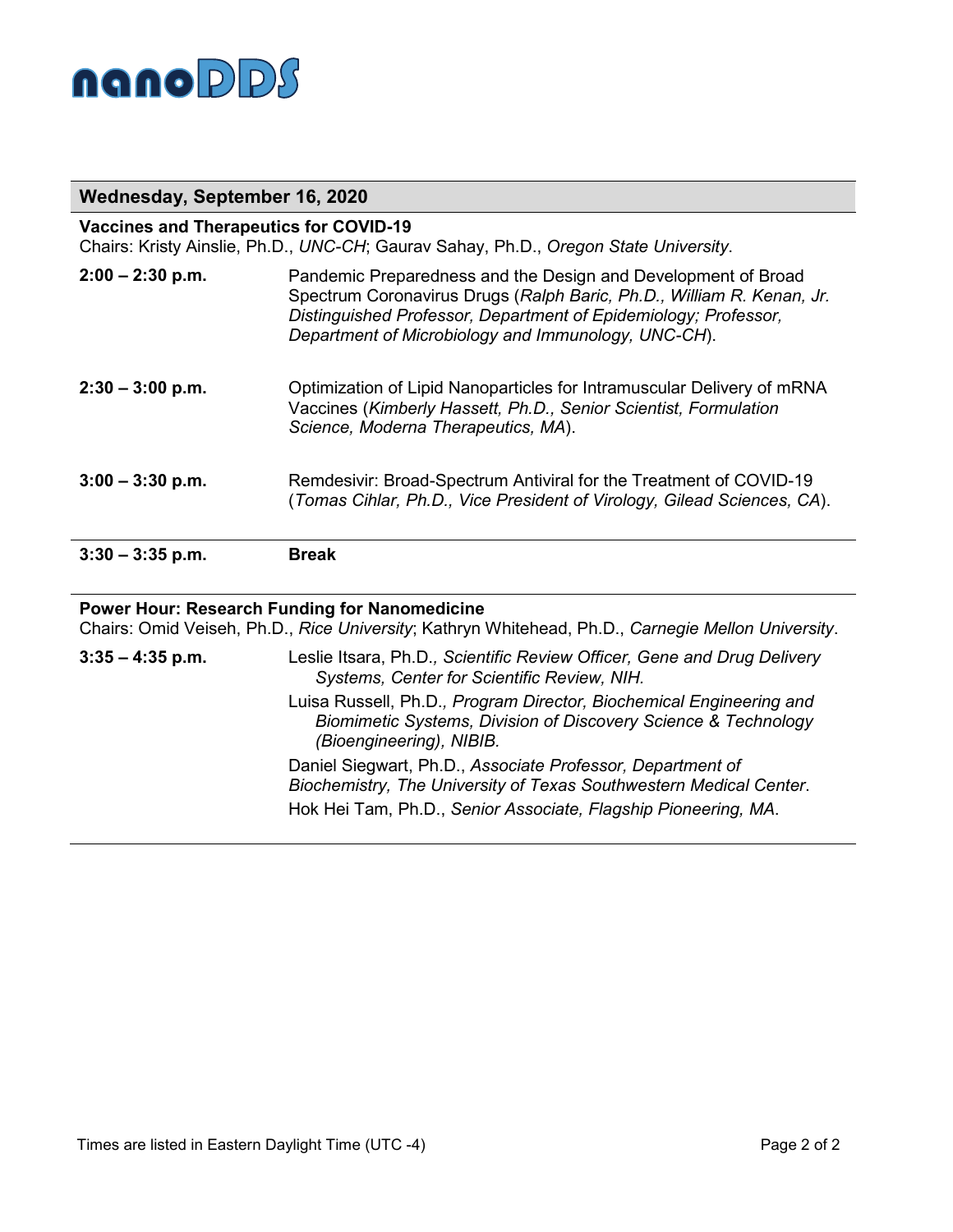# nanoDDS

## Wednesday, September 16, 2020

### Vaccines and Therapeutics for COVID-19

Chairs: Kristy Ainslie, Ph.D., *UNC-CH*; Gaurav Sahay, Ph.D., *Oregon State University*.

**2:00 – 2:30 p.m.** Pandemic Preparedness and the Design and Development of Broad Spectrum Coronavirus Drugs (*Ralph Baric, Ph.D., William R. Kenan, Jr. Distinguished Professor, Department of Epidemiology; Professor, Department of Microbiology and Immunology, UNC-CH*).

**2:30 – 3:00 p.m.** Optimization of Lipid Nanoparticles for Intramuscular Delivery of mRNA Vaccines (*Kimberly Hassett, Ph.D., Senior Scientist, Formulation Science, Moderna Therapeutics, MA*).

**3:00 – 3:30 p.m.** Remdesivir: Broad-Spectrum Antiviral for the Treatment of COVID-19 (*Tomas Cihlar, Ph.D., Vice President of Virology, Gilead Sciences, CA*).

**3:30 – 3:35 p.m.** **Break**

### Power Hour: Research Funding for Nanomedicine

Chairs: Omid Veiseh, Ph.D., *Rice University*; Kathryn Whitehead, Ph.D., *Carnegie Mellon University*.

**3:35 – 4:35 p.m.**

- Leslie Itsara, Ph.D.*, Scientific Review Officer, Gene and Drug Delivery Systems, Center for Scientific Review, NIH*.
- Luisa Russell, Ph.D.*, Program Director, Biochemical Engineering and Biomimetic Systems, Division of Discovery Science & Technology (Bioengineering), NIBIB.*
- Daniel Siegwart, Ph.D., *Associate Professor, Department of Biochemistry, The University of Texas Southwestern Medical Center*.
- Hok Hei Tam, Ph.D., *Senior Associate, Flagship Pioneering, MA*.

Times are listed in Eastern Daylight Time (UTC -4)